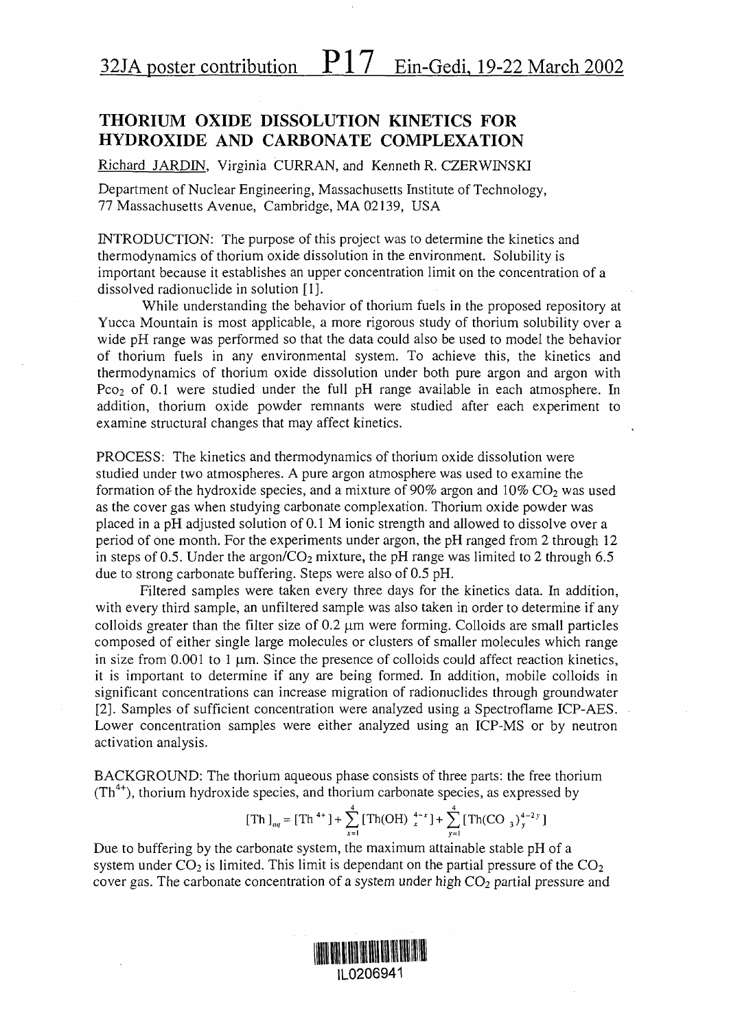# THORIUM OXIDE DISSOLUTION KINETICS FOR HYDROXIDE AND CARBONATE COMPLEXATION

Richard JARDIN, Virginia CURRAN, and Kenneth R. CZERWINSKI

Department of Nuclear Engineering, Massachusetts Institute of Technology, 77 Massachusetts Avenue, Cambridge, MA 02139, USA

INTRODUCTION: The purpose of this project was to determine the kinetics and thermodynamics of thorium oxide dissolution in the environment. Solubility is important because it establishes an upper concentration limit on the concentration of a dissolved radionuclide in solution [1].

While understanding the behavior of thorium fuels in the proposed repository at Yucca Mountain is most applicable, a more rigorous study of thorium solubility over a wide pH range was performed so that the data could also be used to model the behavior of thorium fuels in any environmental system. To achieve this, the kinetics and thermodynamics of thorium oxide dissolution under both pure argon and argon with $P_{CO_2}$ of 0.1 were studied under the full pH range available in each atmosphere. In addition, thorium oxide powder remnants were studied after each experiment to examine structural changes that may affect kinetics.

PROCESS: The kinetics and thermodynamics of thorium oxide dissolution were studied under two atmospheres. A pure argon atmosphere was used to examine the formation of the hydroxide species, and a mixture of 90% argon and 10% $CO_2$ was used as the cover gas when studying carbonate complexation. Thorium oxide powder was placed in a pH adjusted solution of 0.1 M ionic strength and allowed to dissolve over a period of one month. For the experiments under argon, the pH ranged from 2 through 12 in steps of 0.5. Under the argon/$CO_2$ mixture, the pH range was limited to 2 through 6.5 due to strong carbonate buffering. Steps were also of 0.5 pH.

Filtered samples were taken every three days for the kinetics data. In addition, with every third sample, an unfiltered sample was also taken in order to determine if any colloids greater than the filter size of 0.2 μm were forming. Colloids are small particles composed of either single large molecules or clusters of smaller molecules which range in size from 0.001 to 1 μm. Since the presence of colloids could affect reaction kinetics, it is important to determine if any are being formed. In addition, mobile colloids in significant concentrations can increase migration of radionuclides through groundwater [2]. Samples of sufficient concentration were analyzed using a Spectroflame ICP-AES. Lower concentration samples were either analyzed using an ICP-MS or by neutron activation analysis.

BACKGROUND: The thorium aqueous phase consists of three parts: the free thorium ($Th^{4+}$), thorium hydroxide species, and thorium carbonate species, as expressed by

$$[\mathrm{Th}]_{aq} = [\mathrm{Th}^{4+}] + \sum_{x=1}^{4} [\mathrm{Th(OH)}_x^{4-x}] + \sum_{y=1}^{4} [\mathrm{Th(CO}_3)_y^{4-2y}]$$

Due to buffering by the carbonate system, the maximum attainable stable pH of a system under $CO_2$ is limited. This limit is dependant on the partial pressure of the $CO_2$ cover gas. The carbonate concentration of a system under high $CO_2$ partial pressure and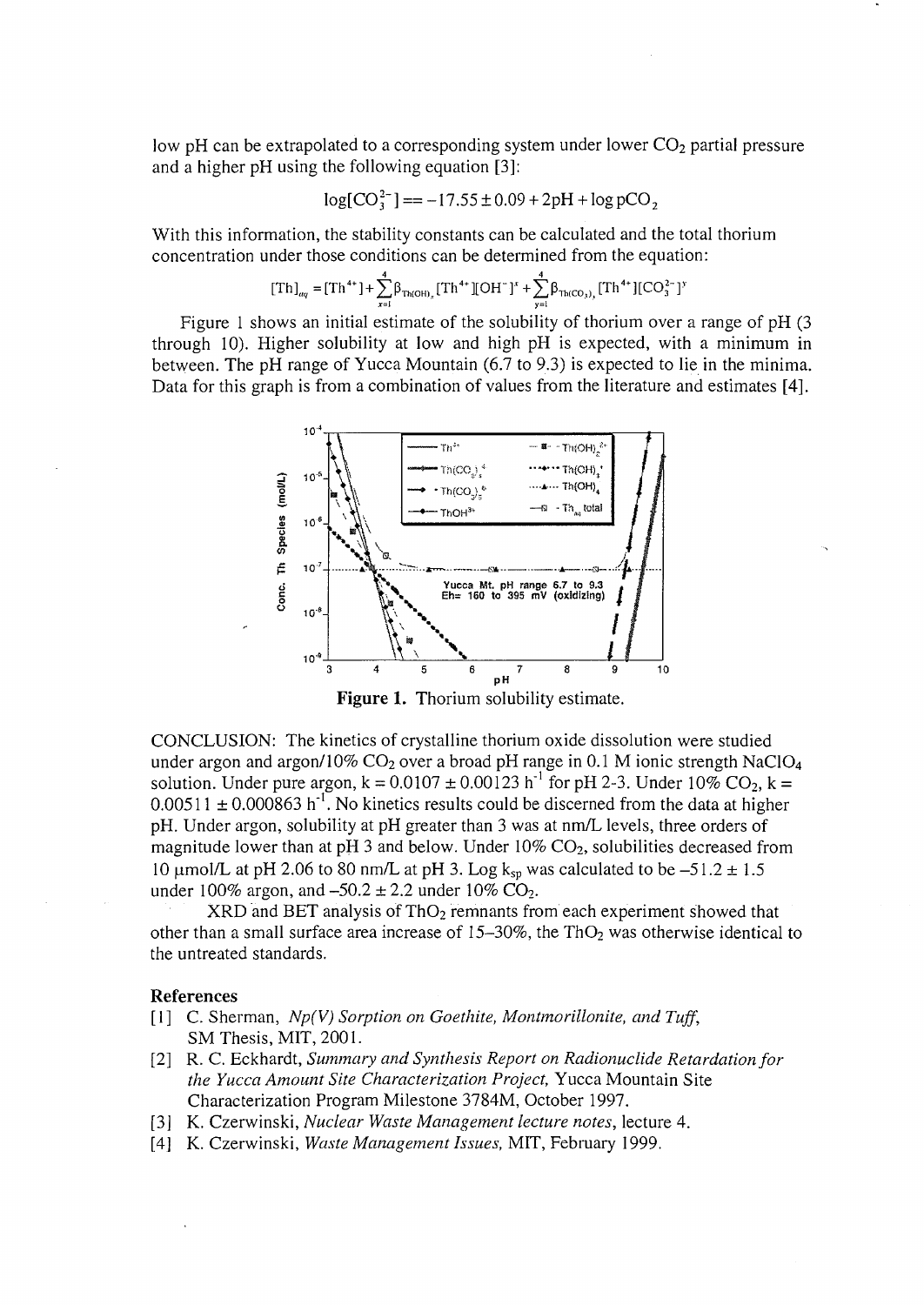low pH can be extrapolated to a corresponding system under lower $CO_2$ partial pressure and a higher pH using the following equation [3]:

$$\log[CO_3^{2-}] == -17.55 \pm 0.09 + 2\text{pH} + \log pCO_2$$

With this information, the stability constants can be calculated and the total thorium concentration under those conditions can be determined from the equation:

$$[Th]_{aq} = [Th^{4+}] + \sum_{x=1}^{4} \beta_{Th(OH)_x} [Th^{4+}][OH^-]^x + \sum_{y=1}^{4} \beta_{Th(CO_3)_y} [Th^{4+}][CO_3^{2-}]^y$$

Figure 1 shows an initial estimate of the solubility of thorium over a range of pH (3 through 10). Higher solubility at low and high pH is expected, with a minimum in between. The pH range of Yucca Mountain (6.7 to 9.3) is expected to lie in the minima. Data for this graph is from a combination of values from the literature and estimates [4].

Conc. Th Species (mol/L)

10⁻⁴ 10⁻⁵ 10⁻⁶ 10⁻⁷ 10⁻⁸ 10⁻⁹

pH

3 4 5 6 7 8 9 10

$Th^{4+}$ $Th(CO_3)_4^{4-}$ $Th(CO_3)_5^{6-}$ $ThOH^{3+}$ $Th(OH)_2^{2+}$ $Th(OH)_3^+$ $Th(OH)_4$ $Th_{aq}$ total

Yucca Mt. pH range 6.7 to 9.3
Eh= 160 to 395 mV (oxidizing)

**Figure 1.** Thorium solubility estimate.

CONCLUSION: The kinetics of crystalline thorium oxide dissolution were studied under argon and argon/10% $CO_2$ over a broad pH range in 0.1 M ionic strength $NaClO_4$ solution. Under pure argon, $k = 0.0107 \pm 0.00123$ $h^{-1}$ for pH 2-3. Under 10% $CO_2$, $k = 0.00511 \pm 0.000863$ $h^{-1}$. No kinetics results could be discerned from the data at higher pH. Under argon, solubility at pH greater than 3 was at nm/L levels, three orders of magnitude lower than at pH 3 and below. Under 10% $CO_2$, solubilities decreased from 10 μmol/L at pH 2.06 to 80 nm/L at pH 3. Log $k_{sp}$ was calculated to be $-51.2 \pm 1.5$ under 100% argon, and $-50.2 \pm 2.2$ under 10% $CO_2$.

XRD and BET analysis of $ThO_2$ remnants from each experiment showed that other than a small surface area increase of 15–30%, the $ThO_2$ was otherwise identical to the untreated standards.

## References

[1] C. Sherman, *Np(V) Sorption on Goethite, Montmorillonite, and Tuff*, SM Thesis, MIT, 2001.

[2] R. C. Eckhardt, *Summary and Synthesis Report on Radionuclide Retardation for the Yucca Amount Site Characterization Project,* Yucca Mountain Site Characterization Program Milestone 3784M, October 1997.

[3] K. Czerwinski, *Nuclear Waste Management lecture notes*, lecture 4.

[4] K. Czerwinski, *Waste Management Issues,* MIT, February 1999.